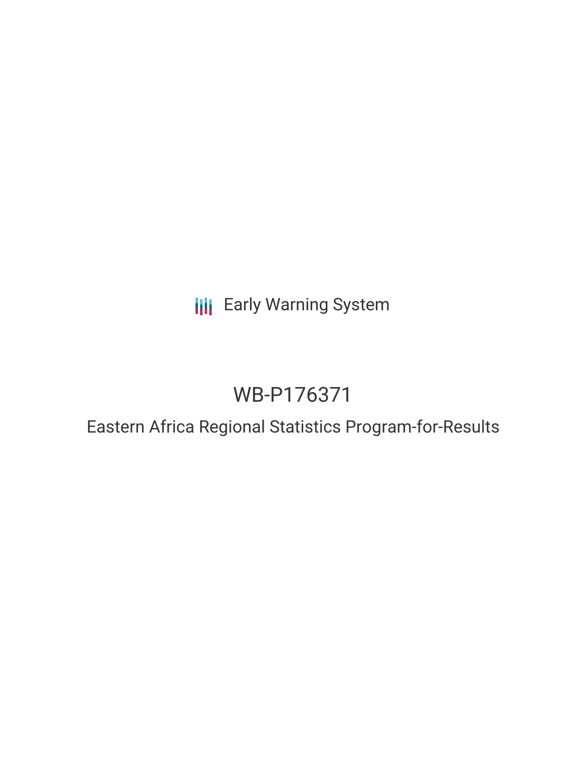Early Warning System

# WB-P176371

## Eastern Africa Regional Statistics Program-for-Results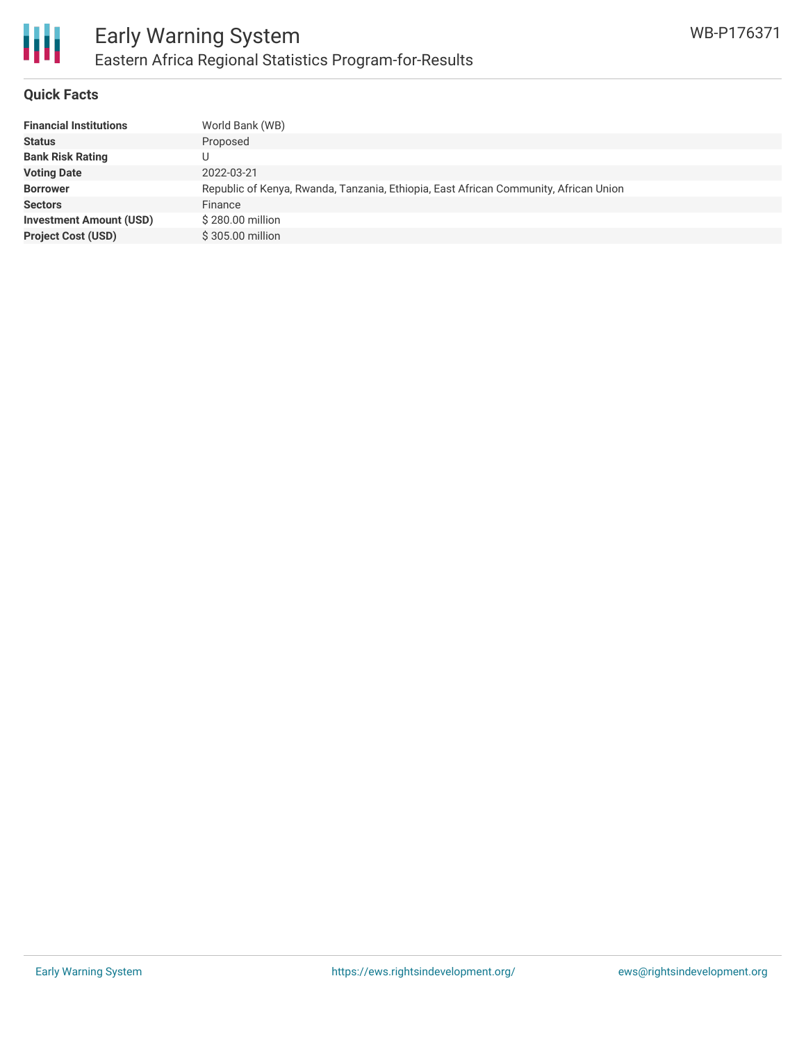## Quick Facts

| | |
|---|---|
| **Financial Institutions** | World Bank (WB) |
| **Status** | Proposed |
| **Bank Risk Rating** | U |
| **Voting Date** | 2022-03-21 |
| **Borrower** | Republic of Kenya, Rwanda, Tanzania, Ethiopia, East African Community, African Union |
| **Sectors** | Finance |
| **Investment Amount (USD)** | $ 280.00 million |
| **Project Cost (USD)** | $ 305.00 million |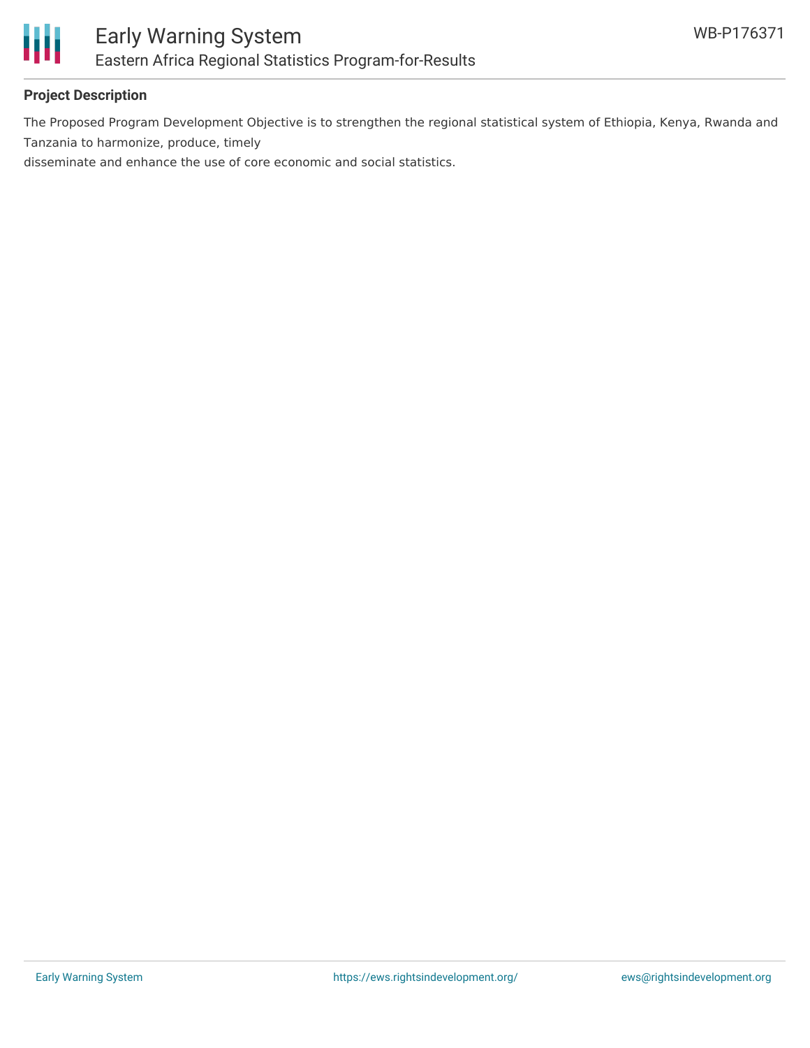## Project Description

The Proposed Program Development Objective is to strengthen the regional statistical system of Ethiopia, Kenya, Rwanda and Tanzania to harmonize, produce, timely
disseminate and enhance the use of core economic and social statistics.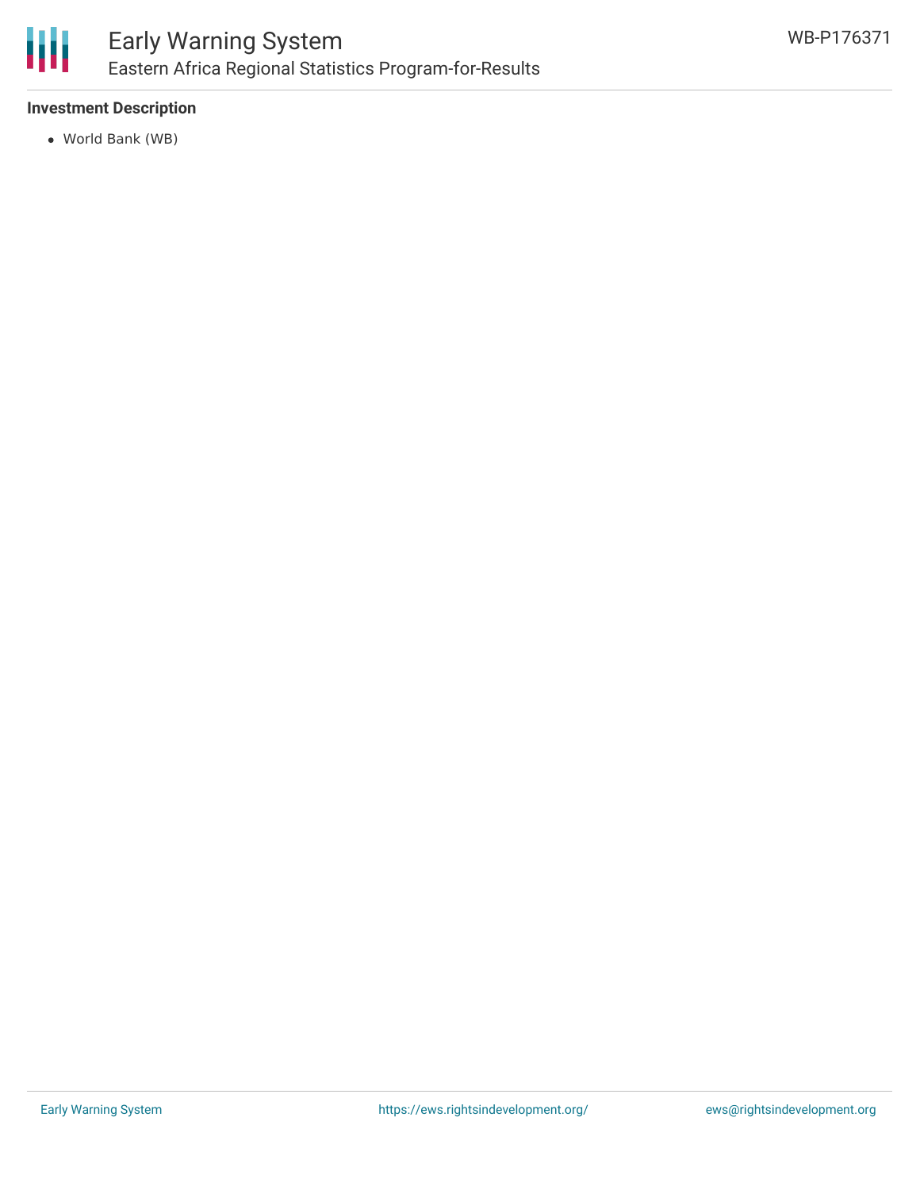**Investment Description**

- World Bank (WB)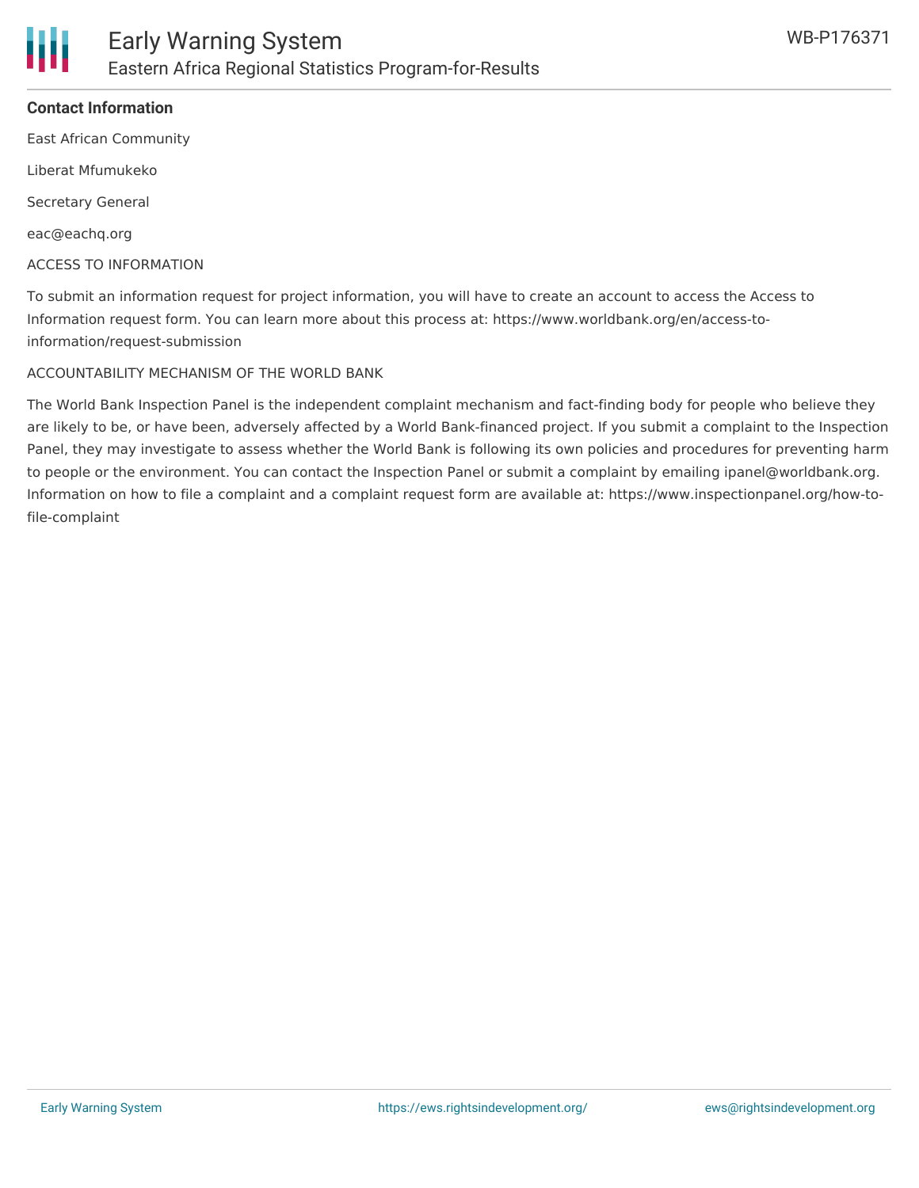**Contact Information**

East African Community

Liberat Mfumukeko

Secretary General

eac@eachq.org

ACCESS TO INFORMATION

To submit an information request for project information, you will have to create an account to access the Access to Information request form. You can learn more about this process at: https://www.worldbank.org/en/access-to-information/request-submission

ACCOUNTABILITY MECHANISM OF THE WORLD BANK

The World Bank Inspection Panel is the independent complaint mechanism and fact-finding body for people who believe they are likely to be, or have been, adversely affected by a World Bank-financed project. If you submit a complaint to the Inspection Panel, they may investigate to assess whether the World Bank is following its own policies and procedures for preventing harm to people or the environment. You can contact the Inspection Panel or submit a complaint by emailing ipanel@worldbank.org. Information on how to file a complaint and a complaint request form are available at: https://www.inspectionpanel.org/how-to-file-complaint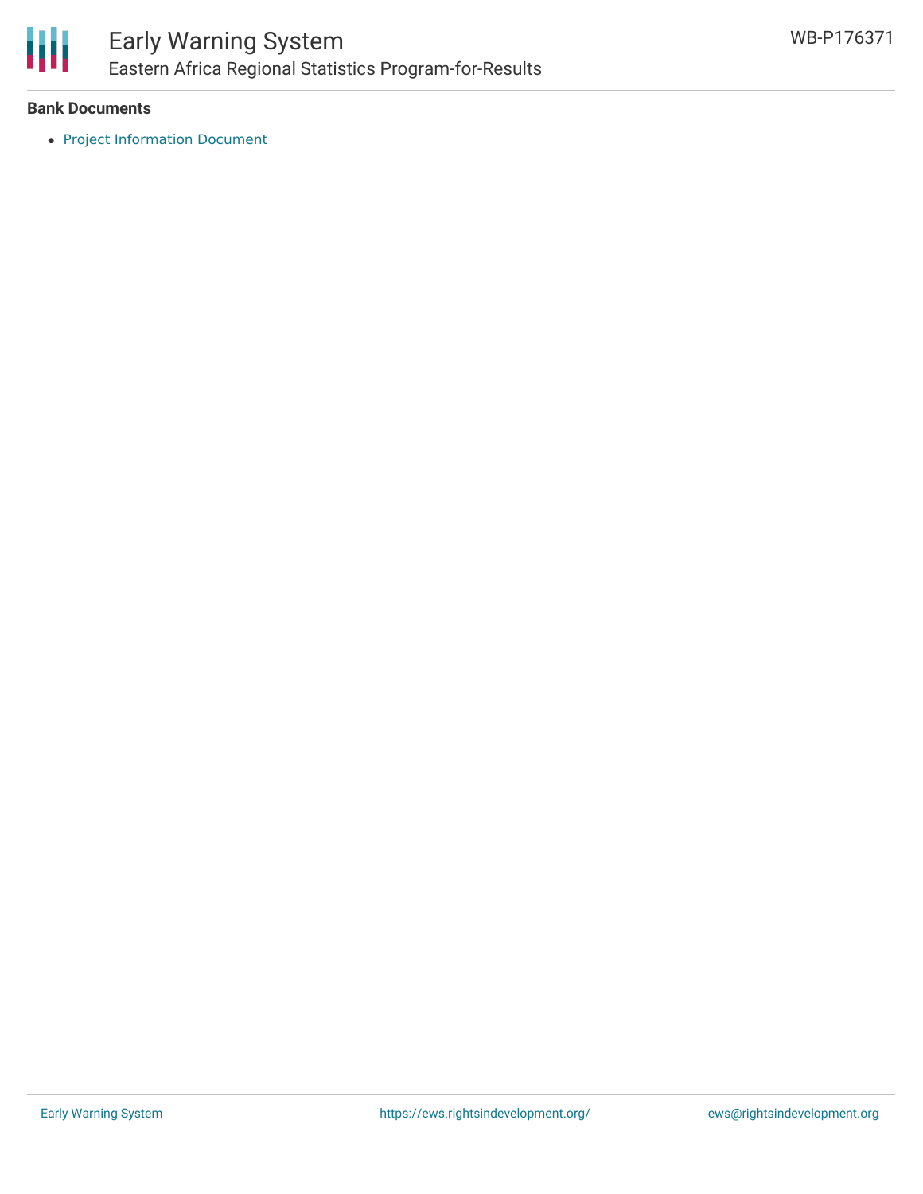**Bank Documents**

- Project Information Document